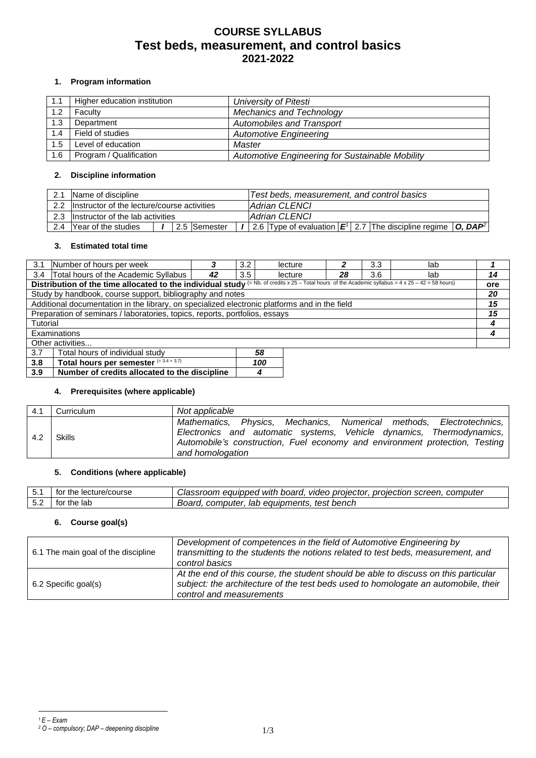# COURSE SYLLABUS
# Test beds, measurement, and control basics
# 2021-2022

### 1. Program information

| | | |
|---|---|---|
| 1.1 | Higher education institution | *University of Pitesti* |
| 1.2 | Faculty | *Mechanics and Technology* |
| 1.3 | Department | *Automobiles and Transport* |
| 1.4 | Field of studies | *Automotive Engineering* |
| 1.5 | Level of education | *Master* |
| 1.6 | Program / Qualification | *Automotive Engineering for Sustainable Mobility* |

### 2. Discipline information

| | | | | | | | | | | | |
|---|---|---|---|---|---|---|---|---|---|---|---|
| 2.1 | Name of discipline | | | | *Test beds, measurement, and control basics* | | | | | | |
| 2.2 | Instructor of the lecture/course activities | | | | *Adrian CLENCI* | | | | | | |
| 2.3 | Instructor of the lab activities | | | | *Adrian CLENCI* | | | | | | |
| 2.4 | Year of the studies | ***I*** | 2.5 | Semester | ***I*** | 2.6 | Type of evaluation | ***E***[1] | 2.7 | The discipline regime | ***O, DAP***[2] |

### 3. Estimated total time

| | | | | | | | | |
|---|---|---|---|---|---|---|---|---|
| 3.1 | Number of hours per week | ***3*** | 3.2 | lecture | ***2*** | 3.3 | lab | ***1*** |
| 3.4 | Total hours of the Academic Syllabus | ***42*** | 3.5 | lecture | ***28*** | 3.6 | lab | ***14*** |
| **Distribution of the time allocated to the individual study** (= Nb. of credits x 25 – Total hours of the Academic syllabus = 4 x 25 – 42 = 58 hours) | | | | | | | | **ore** |
| Study by handbook, course support, bibliography and notes | | | | | | | | ***20*** |
| Additional documentation in the library, on specialized electronic platforms and in the field | | | | | | | | ***15*** |
| Preparation of seminars / laboratories, topics, reports, portfolios, essays | | | | | | | | ***15*** |
| Tutorial | | | | | | | | ***4*** |
| Examinations | | | | | | | | ***4*** |
| Other activities... | | | | | | | | |

| | | |
|---|---|---|
| 3.7 | Total hours of individual study | ***58*** |
| **3.8** | **Total hours per semester** (= 3.4 + 3.7) | ***100*** |
| **3.9** | **Number of credits allocated to the discipline** | ***4*** |

### 4. Prerequisites (where applicable)

| | | |
|---|---|---|
| 4.1 | Curriculum | *Not applicable* |
| 4.2 | Skills | *Mathematics, Physics, Mechanics, Numerical methods, Electrotechnics, Electronics and automatic systems, Vehicle dynamics, Thermodynamics, Automobile's construction, Fuel economy and environment protection, Testing and homologation* |

### 5. Conditions (where applicable)

| | | |
|---|---|---|
| 5.1 | for the lecture/course | *Classroom equipped with board, video projector, projection screen, computer* |
| 5.2 | for the lab | *Board, computer, lab equipments, test bench* |

### 6. Course goal(s)

| | |
|---|---|
| 6.1 The main goal of the discipline | *Development of competences in the field of Automotive Engineering by transmitting to the students the notions related to test beds, measurement, and control basics* |
| 6.2 Specific goal(s) | *At the end of this course, the student should be able to discuss on this particular subject: the architecture of the test beds used to homologate an automobile, their control and measurements* |

*[1] E – Exam*
*[2] O – compulsory; DAP – deepening discipline*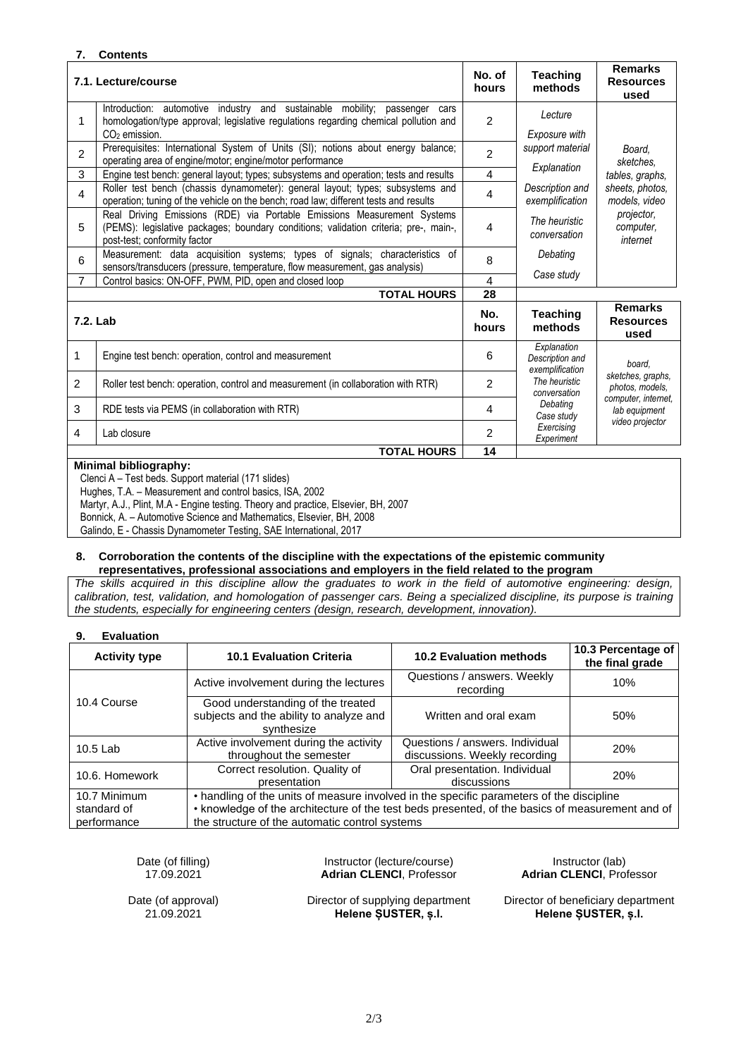## 7. Contents

| 7.1. Lecture/course | | No. of hours | Teaching methods | Remarks Resources used |
|---|---|---|---|---|
| 1 | Introduction: automotive industry and sustainable mobility; passenger cars homologation/type approval; legislative regulations regarding chemical pollution and $CO_2$ emission. | 2 | *Lecture* <br> *Exposure with support material* <br> *Explanation* <br> *Description and exemplification* <br> *The heuristic conversation* <br> *Debating* <br> *Case study* | *Board, sketches, tables, graphs, sheets, photos, models, video projector, computer, internet* |
| 2 | Prerequisites: International System of Units (SI); notions about energy balance; operating area of engine/motor; engine/motor performance | 2 | | |
| 3 | Engine test bench: general layout; types; subsystems and operation; tests and results | 4 | | |
| 4 | Roller test bench (chassis dynamometer): general layout; types; subsystems and operation; tuning of the vehicle on the bench; road law; different tests and results | 4 | | |
| 5 | Real Driving Emissions (RDE) via Portable Emissions Measurement Systems (PEMS): legislative packages; boundary conditions; validation criteria; pre-, main-, post-test; conformity factor | 4 | | |
| 6 | Measurement: data acquisition systems; types of signals; characteristics of sensors/transducers (pressure, temperature, flow measurement, gas analysis) | 8 | | |
| 7 | Control basics: ON-OFF, PWM, PID, open and closed loop | 4 | | |
| | **TOTAL HOURS** | **28** | | |

| 7.2. Lab | | No. hours | Teaching methods | Remarks Resources used |
|---|---|---|---|---|
| 1 | Engine test bench: operation, control and measurement | 6 | *Explanation* <br> *Description and exemplification* <br> *The heuristic conversation* <br> *Debating* <br> *Case study* <br> *Exercising* <br> *Experiment* | *board, sketches, graphs, photos, models, computer, internet, lab equipment video projector* |
| 2 | Roller test bench: operation, control and measurement (in collaboration with RTR) | 2 | | |
| 3 | RDE tests via PEMS (in collaboration with RTR) | 4 | | |
| 4 | Lab closure | 2 | | |
| | **TOTAL HOURS** | **14** | | |

**Minimal bibliography:**

Clenci A – Test beds. Support material (171 slides)
Hughes, T.A. – Measurement and control basics, ISA, 2002
Martyr, A.J., Plint, M.A - Engine testing. Theory and practice, Elsevier, BH, 2007
Bonnick, A. – Automotive Science and Mathematics, Elsevier, BH, 2008
Galindo, E - Chassis Dynamometer Testing, SAE International, 2017

## 8. Corroboration the contents of the discipline with the expectations of the epistemic community representatives, professional associations and employers in the field related to the program

*The skills acquired in this discipline allow the graduates to work in the field of automotive engineering: design, calibration, test, validation, and homologation of passenger cars. Being a specialized discipline, its purpose is training the students, especially for engineering centers (design, research, development, innovation).*

## 9. Evaluation

| Activity type | 10.1 Evaluation Criteria | 10.2 Evaluation methods | 10.3 Percentage of the final grade |
|---|---|---|---|
| 10.4 Course | Active involvement during the lectures | Questions / answers. Weekly recording | 10% |
| | Good understanding of the treated subjects and the ability to analyze and synthesize | Written and oral exam | 50% |
| 10.5 Lab | Active involvement during the activity throughout the semester | Questions / answers. Individual discussions. Weekly recording | 20% |
| 10.6. Homework | Correct resolution. Quality of presentation | Oral presentation. Individual discussions | 20% |
| 10.7 Minimum standard of performance | • handling of the units of measure involved in the specific parameters of the discipline <br> • knowledge of the architecture of the test beds presented, of the basics of measurement and of the structure of the automatic control systems | | |

| Date (of filling) | Instructor (lecture/course) | Instructor (lab) |
|---|---|---|
| 17.09.2021 | **Adrian CLENCI**, Professor | **Adrian CLENCI**, Professor |
| Date (of approval) | Director of supplying department | Director of beneficiary department |
| 21.09.2021 | **Helene ȘUSTER, ș.l.** | **Helene ȘUSTER, ș.l.** |